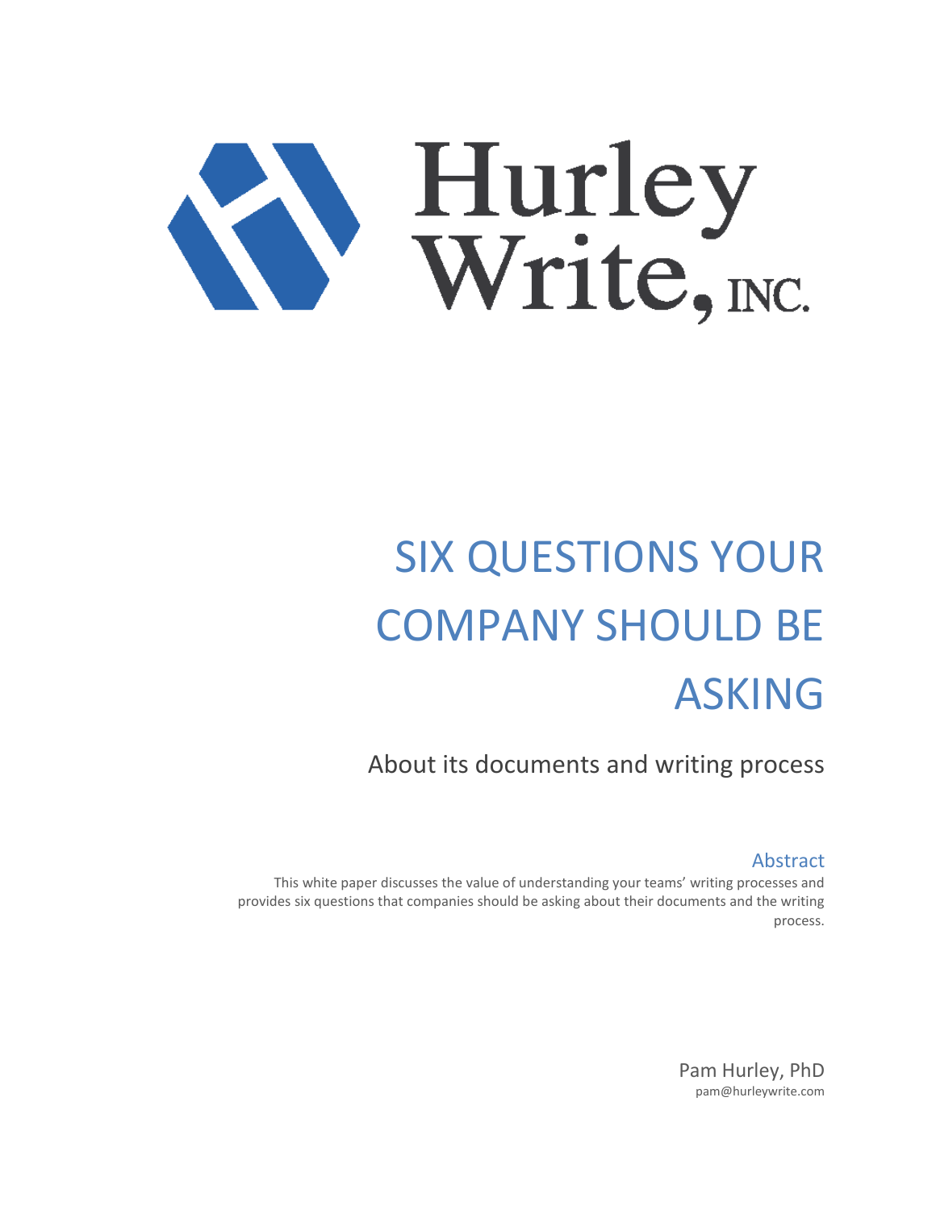Hurley Write, INC.

# SIX QUESTIONS YOUR COMPANY SHOULD BE ASKING

About its documents and writing process

## Abstract

This white paper discusses the value of understanding your teams' writing processes and provides six questions that companies should be asking about their documents and the writing process.

Pam Hurley, PhD
pam@hurleywrite.com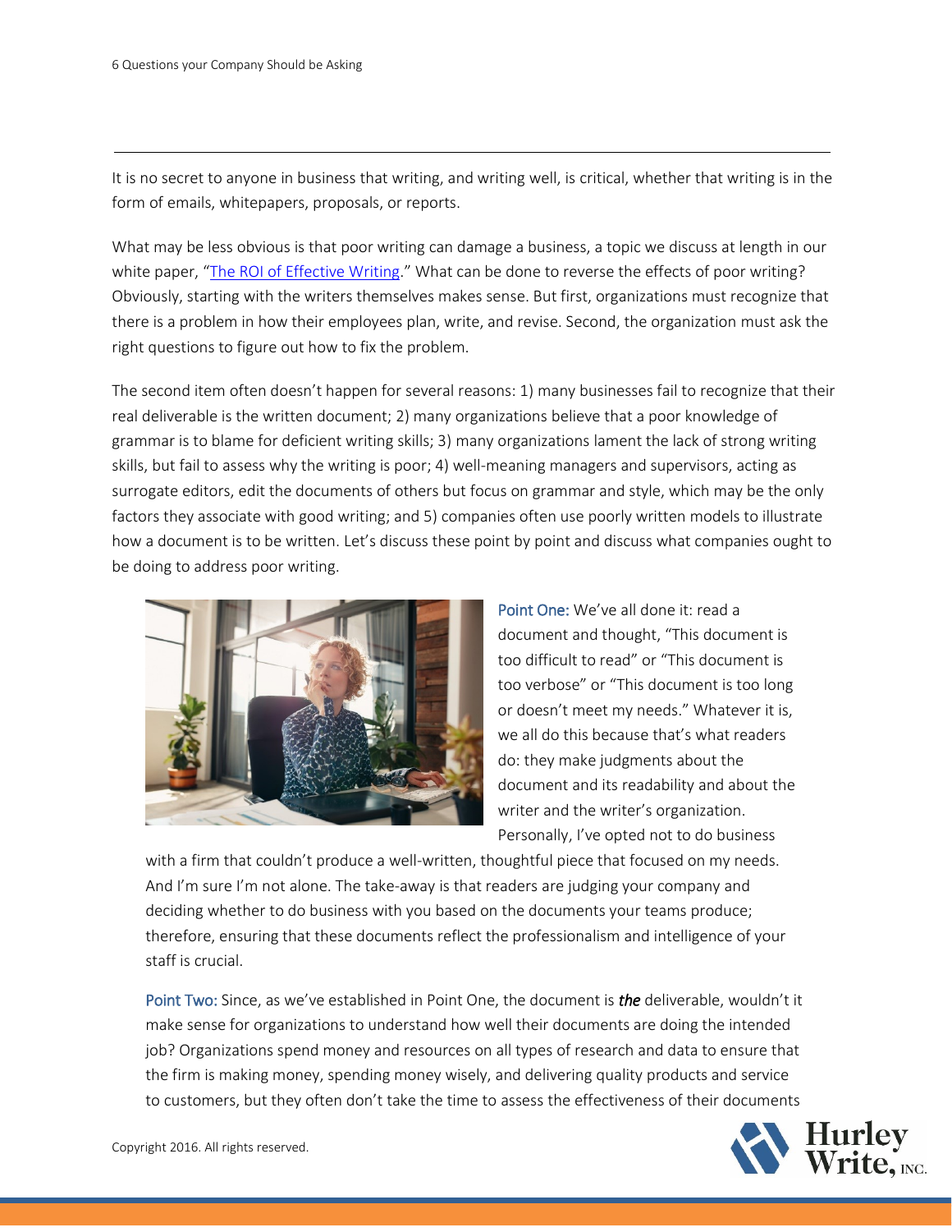It is no secret to anyone in business that writing, and writing well, is critical, whether that writing is in the form of emails, whitepapers, proposals, or reports.

What may be less obvious is that poor writing can damage a business, a topic we discuss at length in our white paper, "The ROI of Effective Writing." What can be done to reverse the effects of poor writing? Obviously, starting with the writers themselves makes sense. But first, organizations must recognize that there is a problem in how their employees plan, write, and revise. Second, the organization must ask the right questions to figure out how to fix the problem.

The second item often doesn't happen for several reasons: 1) many businesses fail to recognize that their real deliverable is the written document; 2) many organizations believe that a poor knowledge of grammar is to blame for deficient writing skills; 3) many organizations lament the lack of strong writing skills, but fail to assess why the writing is poor; 4) well-meaning managers and supervisors, acting as surrogate editors, edit the documents of others but focus on grammar and style, which may be the only factors they associate with good writing; and 5) companies often use poorly written models to illustrate how a document is to be written. Let's discuss these point by point and discuss what companies ought to be doing to address poor writing.

Point One: We've all done it: read a document and thought, "This document is too difficult to read" or "This document is too verbose" or "This document is too long or doesn't meet my needs." Whatever it is, we all do this because that's what readers do: they make judgments about the document and its readability and about the writer and the writer's organization. Personally, I've opted not to do business with a firm that couldn't produce a well-written, thoughtful piece that focused on my needs. And I'm sure I'm not alone. The take-away is that readers are judging your company and deciding whether to do business with you based on the documents your teams produce; therefore, ensuring that these documents reflect the professionalism and intelligence of your staff is crucial.

Point Two: Since, as we've established in Point One, the document is ***the*** deliverable, wouldn't it make sense for organizations to understand how well their documents are doing the intended job? Organizations spend money and resources on all types of research and data to ensure that the firm is making money, spending money wisely, and delivering quality products and service to customers, but they often don't take the time to assess the effectiveness of their documents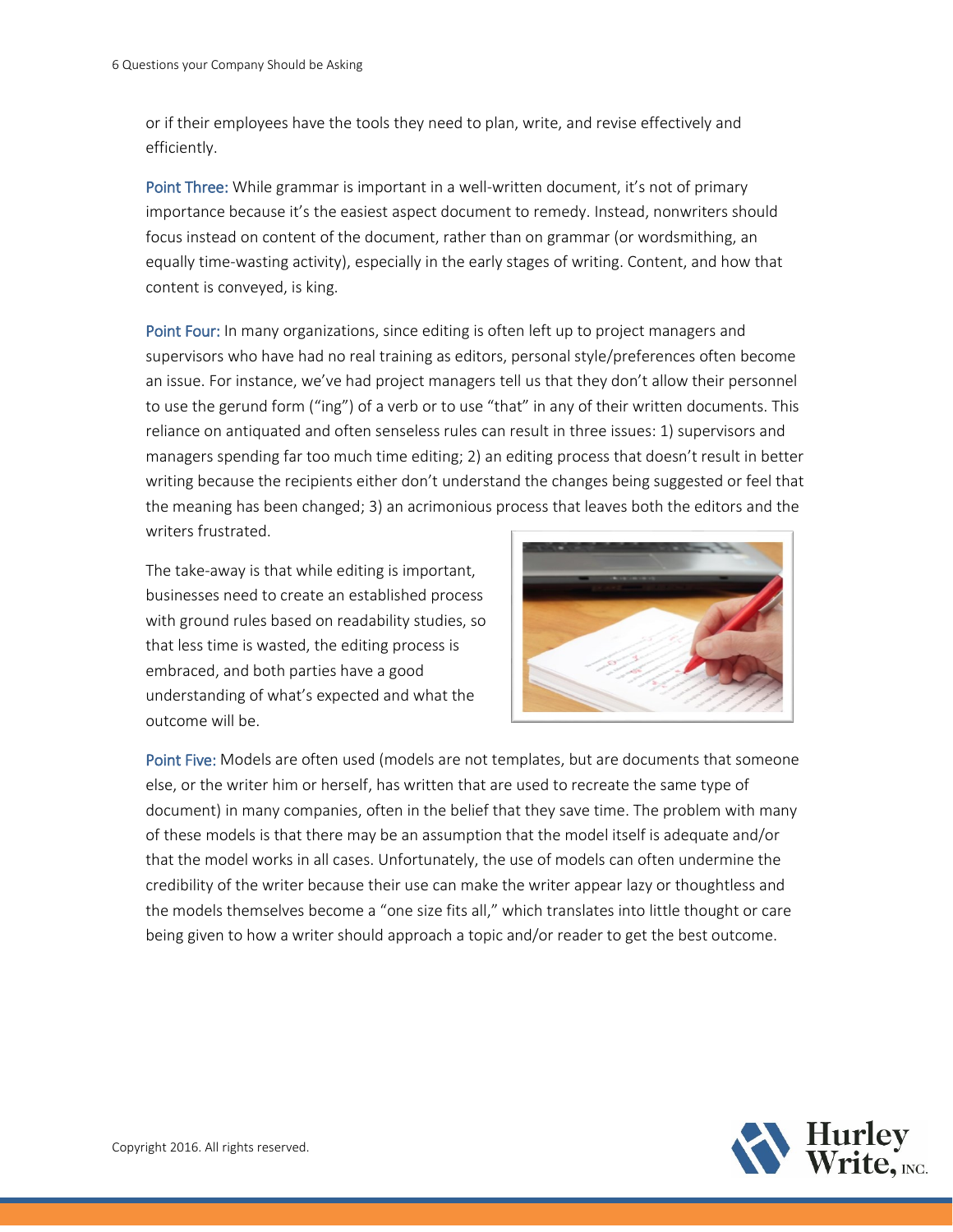or if their employees have the tools they need to plan, write, and revise effectively and efficiently.

**Point Three:** While grammar is important in a well-written document, it's not of primary importance because it's the easiest aspect document to remedy. Instead, nonwriters should focus instead on content of the document, rather than on grammar (or wordsmithing, an equally time-wasting activity), especially in the early stages of writing. Content, and how that content is conveyed, is king.

**Point Four:** In many organizations, since editing is often left up to project managers and supervisors who have had no real training as editors, personal style/preferences often become an issue. For instance, we've had project managers tell us that they don't allow their personnel to use the gerund form ("ing") of a verb or to use "that" in any of their written documents. This reliance on antiquated and often senseless rules can result in three issues: 1) supervisors and managers spending far too much time editing; 2) an editing process that doesn't result in better writing because the recipients either don't understand the changes being suggested or feel that the meaning has been changed; 3) an acrimonious process that leaves both the editors and the writers frustrated.

The take-away is that while editing is important, businesses need to create an established process with ground rules based on readability studies, so that less time is wasted, the editing process is embraced, and both parties have a good understanding of what's expected and what the outcome will be.

**Point Five:** Models are often used (models are not templates, but are documents that someone else, or the writer him or herself, has written that are used to recreate the same type of document) in many companies, often in the belief that they save time. The problem with many of these models is that there may be an assumption that the model itself is adequate and/or that the model works in all cases. Unfortunately, the use of models can often undermine the credibility of the writer because their use can make the writer appear lazy or thoughtless and the models themselves become a "one size fits all," which translates into little thought or care being given to how a writer should approach a topic and/or reader to get the best outcome.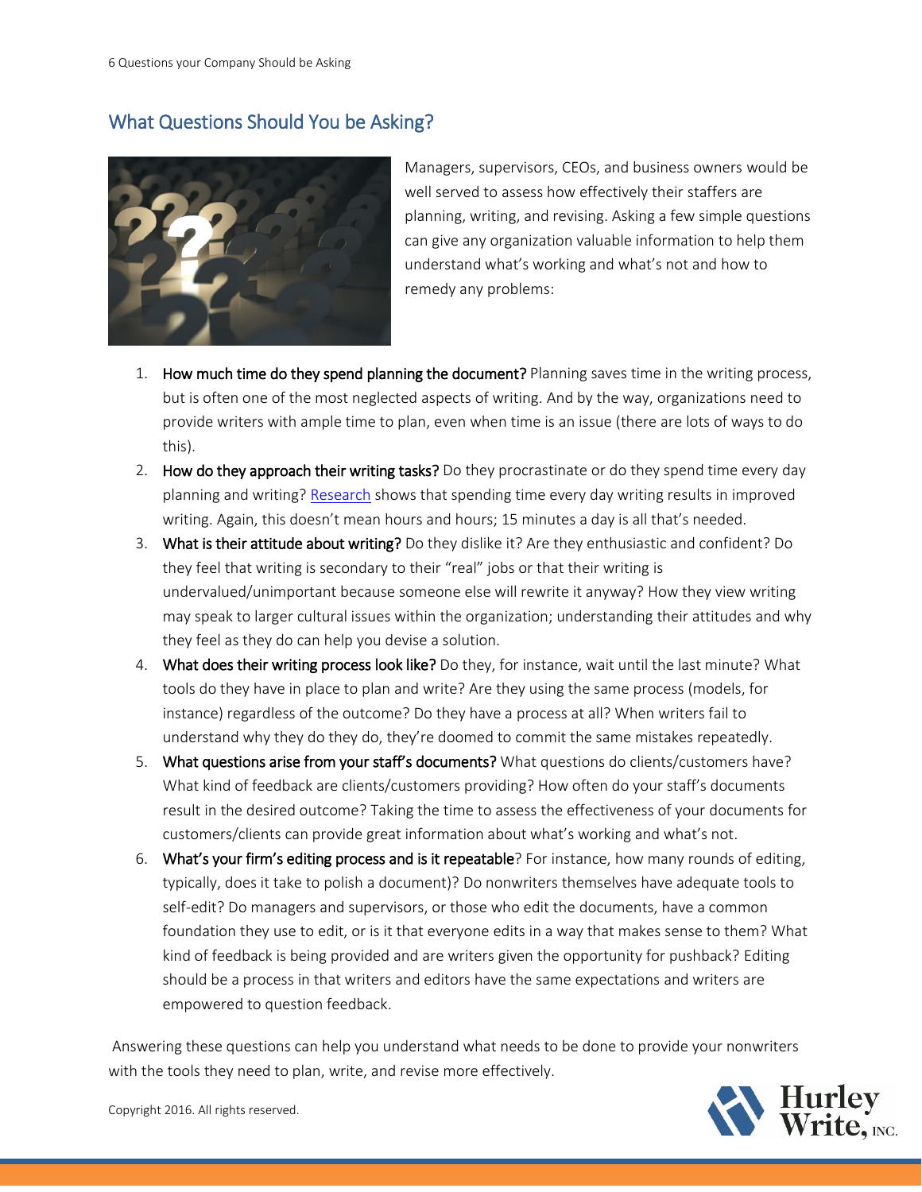## What Questions Should You be Asking?

Managers, supervisors, CEOs, and business owners would be well served to assess how effectively their staffers are planning, writing, and revising. Asking a few simple questions can give any organization valuable information to help them understand what's working and what's not and how to remedy any problems:

1. **How much time do they spend planning the document?** Planning saves time in the writing process, but is often one of the most neglected aspects of writing. And by the way, organizations need to provide writers with ample time to plan, even when time is an issue (there are lots of ways to do this).
2. **How do they approach their writing tasks?** Do they procrastinate or do they spend time every day planning and writing? Research shows that spending time every day writing results in improved writing. Again, this doesn't mean hours and hours; 15 minutes a day is all that's needed.
3. **What is their attitude about writing?** Do they dislike it? Are they enthusiastic and confident? Do they feel that writing is secondary to their "real" jobs or that their writing is undervalued/unimportant because someone else will rewrite it anyway? How they view writing may speak to larger cultural issues within the organization; understanding their attitudes and why they feel as they do can help you devise a solution.
4. **What does their writing process look like?** Do they, for instance, wait until the last minute? What tools do they have in place to plan and write? Are they using the same process (models, for instance) regardless of the outcome? Do they have a process at all? When writers fail to understand why they do they do, they're doomed to commit the same mistakes repeatedly.
5. **What questions arise from your staff's documents?** What questions do clients/customers have? What kind of feedback are clients/customers providing? How often do your staff's documents result in the desired outcome? Taking the time to assess the effectiveness of your documents for customers/clients can provide great information about what's working and what's not.
6. **What's your firm's editing process and is it repeatable**? For instance, how many rounds of editing, typically, does it take to polish a document)? Do nonwriters themselves have adequate tools to self-edit? Do managers and supervisors, or those who edit the documents, have a common foundation they use to edit, or is it that everyone edits in a way that makes sense to them? What kind of feedback is being provided and are writers given the opportunity for pushback? Editing should be a process in that writers and editors have the same expectations and writers are empowered to question feedback.

Answering these questions can help you understand what needs to be done to provide your nonwriters with the tools they need to plan, write, and revise more effectively.

Copyright 2016. All rights reserved.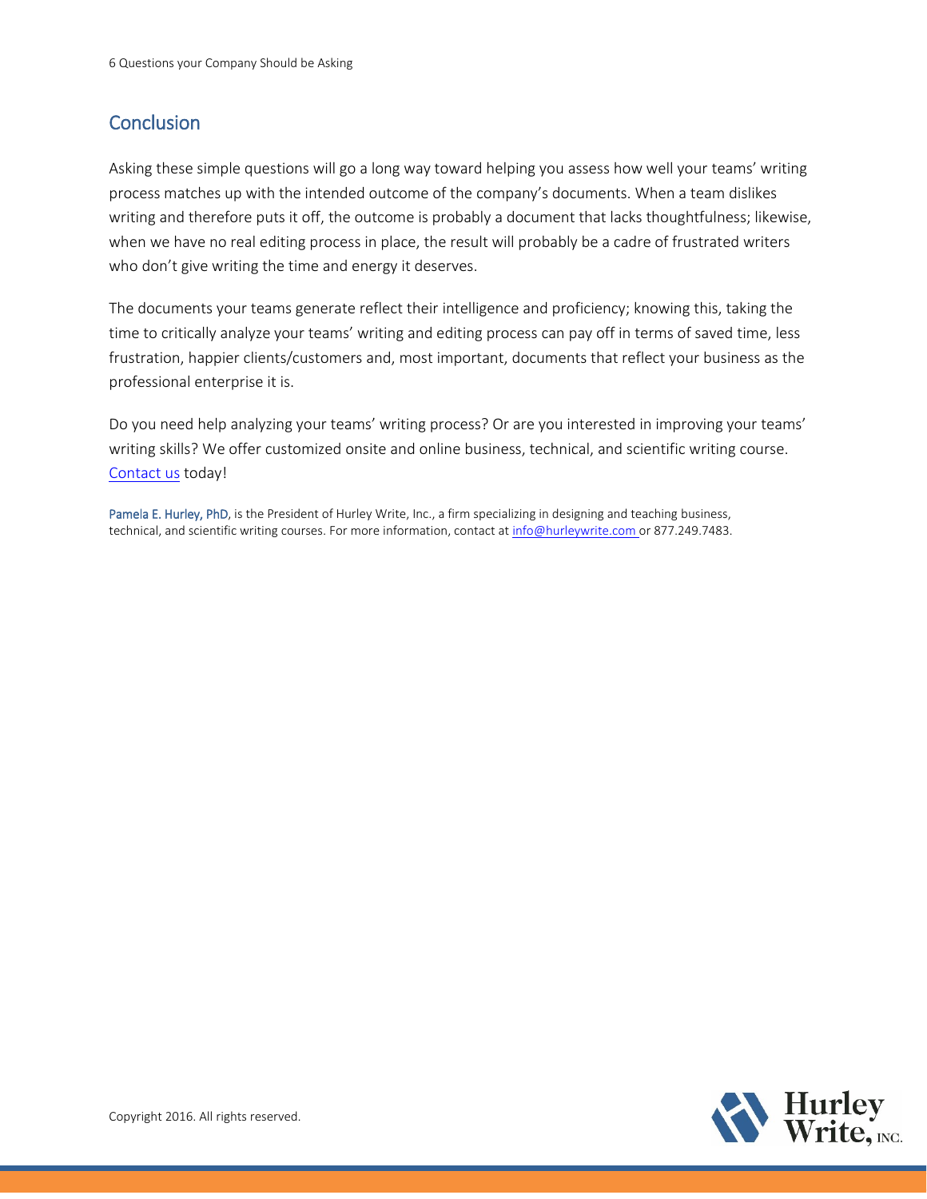## Conclusion

Asking these simple questions will go a long way toward helping you assess how well your teams' writing process matches up with the intended outcome of the company's documents. When a team dislikes writing and therefore puts it off, the outcome is probably a document that lacks thoughtfulness; likewise, when we have no real editing process in place, the result will probably be a cadre of frustrated writers who don't give writing the time and energy it deserves.

The documents your teams generate reflect their intelligence and proficiency; knowing this, taking the time to critically analyze your teams' writing and editing process can pay off in terms of saved time, less frustration, happier clients/customers and, most important, documents that reflect your business as the professional enterprise it is.

Do you need help analyzing your teams' writing process? Or are you interested in improving your teams' writing skills? We offer customized onsite and online business, technical, and scientific writing course. Contact us today!

Pamela E. Hurley, PhD, is the President of Hurley Write, Inc., a firm specializing in designing and teaching business, technical, and scientific writing courses. For more information, contact at info@hurleywrite.com or 877.249.7483.

Copyright 2016. All rights reserved.